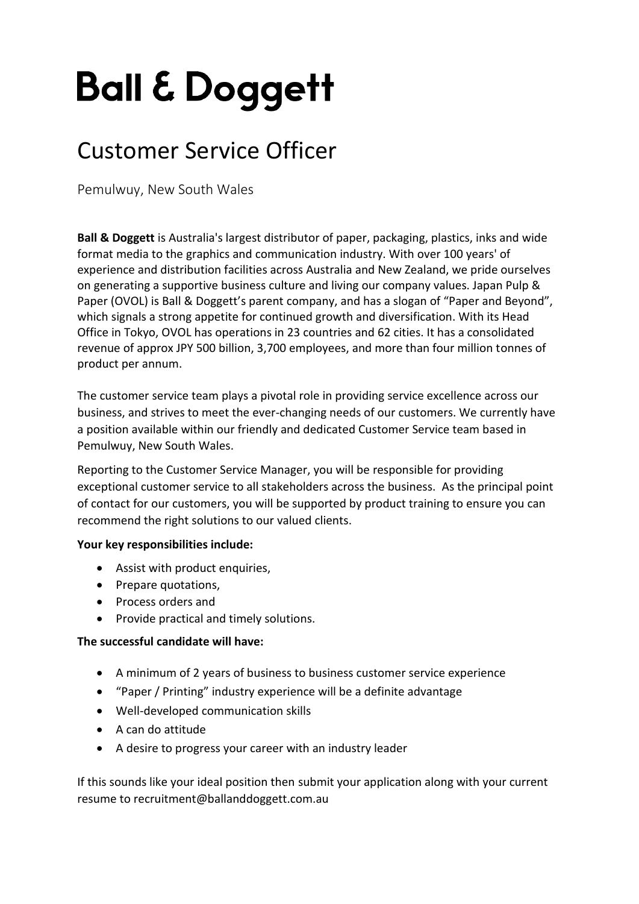# Ball & Doggett

## Customer Service Officer

Pemulwuy, New South Wales

**Ball & Doggett** is Australia's largest distributor of paper, packaging, plastics, inks and wide format media to the graphics and communication industry. With over 100 years' of experience and distribution facilities across Australia and New Zealand, we pride ourselves on generating a supportive business culture and living our company values. Japan Pulp & Paper (OVOL) is Ball & Doggett's parent company, and has a slogan of "Paper and Beyond", which signals a strong appetite for continued growth and diversification. With its Head Office in Tokyo, OVOL has operations in 23 countries and 62 cities. It has a consolidated revenue of approx JPY 500 billion, 3,700 employees, and more than four million tonnes of product per annum.

The customer service team plays a pivotal role in providing service excellence across our business, and strives to meet the ever-changing needs of our customers. We currently have a position available within our friendly and dedicated Customer Service team based in Pemulwuy, New South Wales.

Reporting to the Customer Service Manager, you will be responsible for providing exceptional customer service to all stakeholders across the business. As the principal point of contact for our customers, you will be supported by product training to ensure you can recommend the right solutions to our valued clients.

**Your key responsibilities include:**

- Assist with product enquiries,
- Prepare quotations,
- Process orders and
- Provide practical and timely solutions.

**The successful candidate will have:**

- A minimum of 2 years of business to business customer service experience
- "Paper / Printing" industry experience will be a definite advantage
- Well-developed communication skills
- A can do attitude
- A desire to progress your career with an industry leader

If this sounds like your ideal position then submit your application along with your current resume to recruitment@ballanddoggett.com.au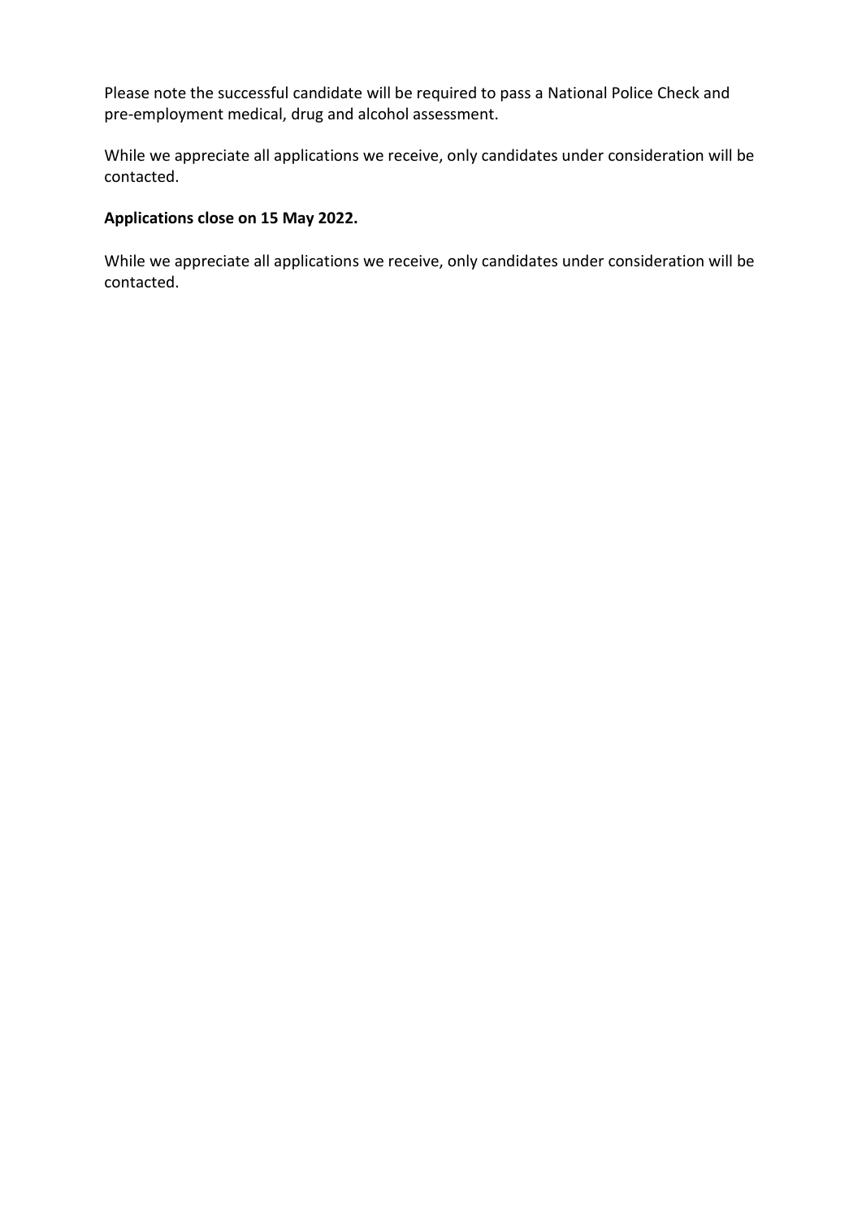Please note the successful candidate will be required to pass a National Police Check and pre-employment medical, drug and alcohol assessment.

While we appreciate all applications we receive, only candidates under consideration will be contacted.

**Applications close on 15 May 2022.**

While we appreciate all applications we receive, only candidates under consideration will be contacted.